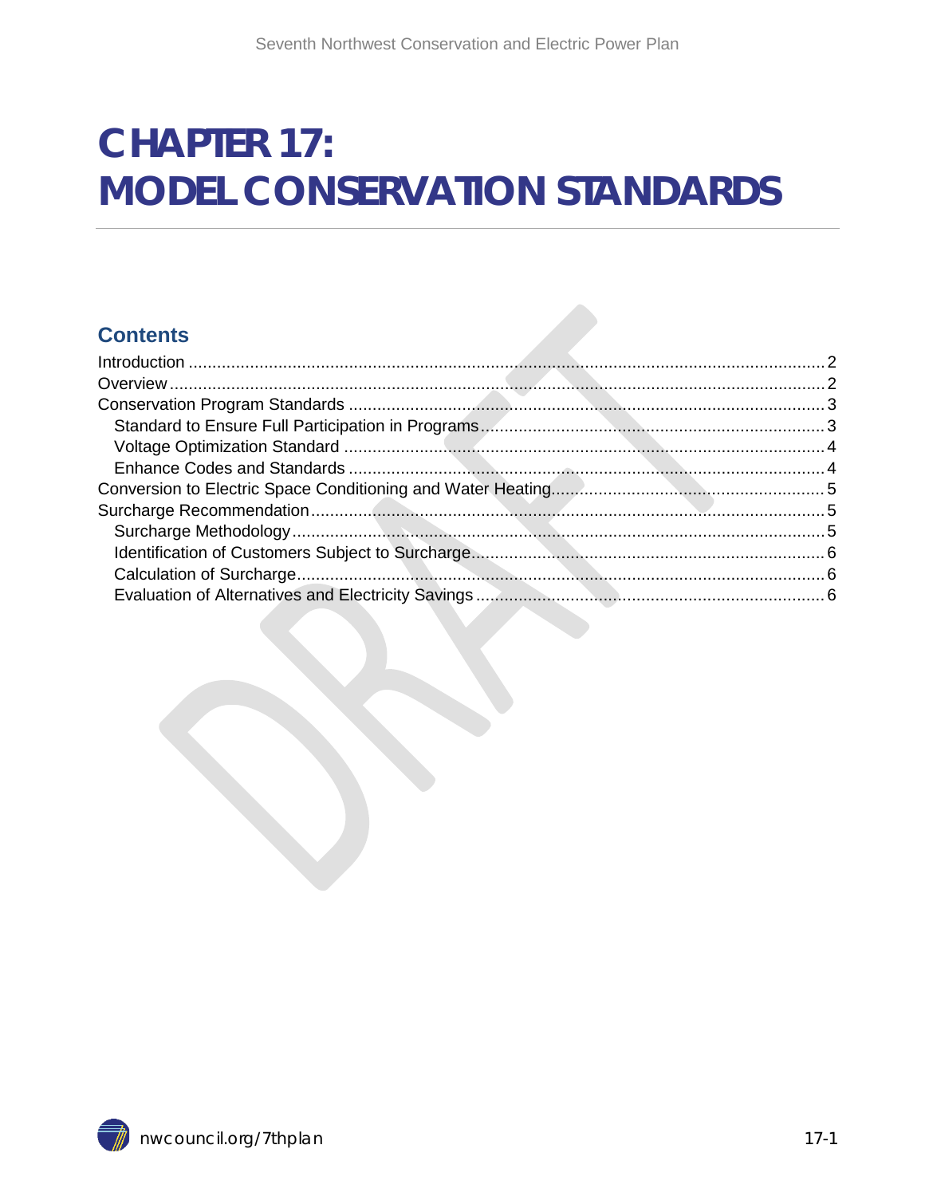# CHAPTER 17: MODEL CONSERVATION STANDARDS

## Contents

Introduction .......... 2
Overview .......... 2
Conservation Program Standards .......... 3
- Standard to Ensure Full Participation in Programs .......... 3
- Voltage Optimization Standard .......... 4
- Enhance Codes and Standards .......... 4

Conversion to Electric Space Conditioning and Water Heating .......... 5
Surcharge Recommendation .......... 5
- Surcharge Methodology .......... 5
- Identification of Customers Subject to Surcharge .......... 6
- Calculation of Surcharge .......... 6
- Evaluation of Alternatives and Electricity Savings .......... 6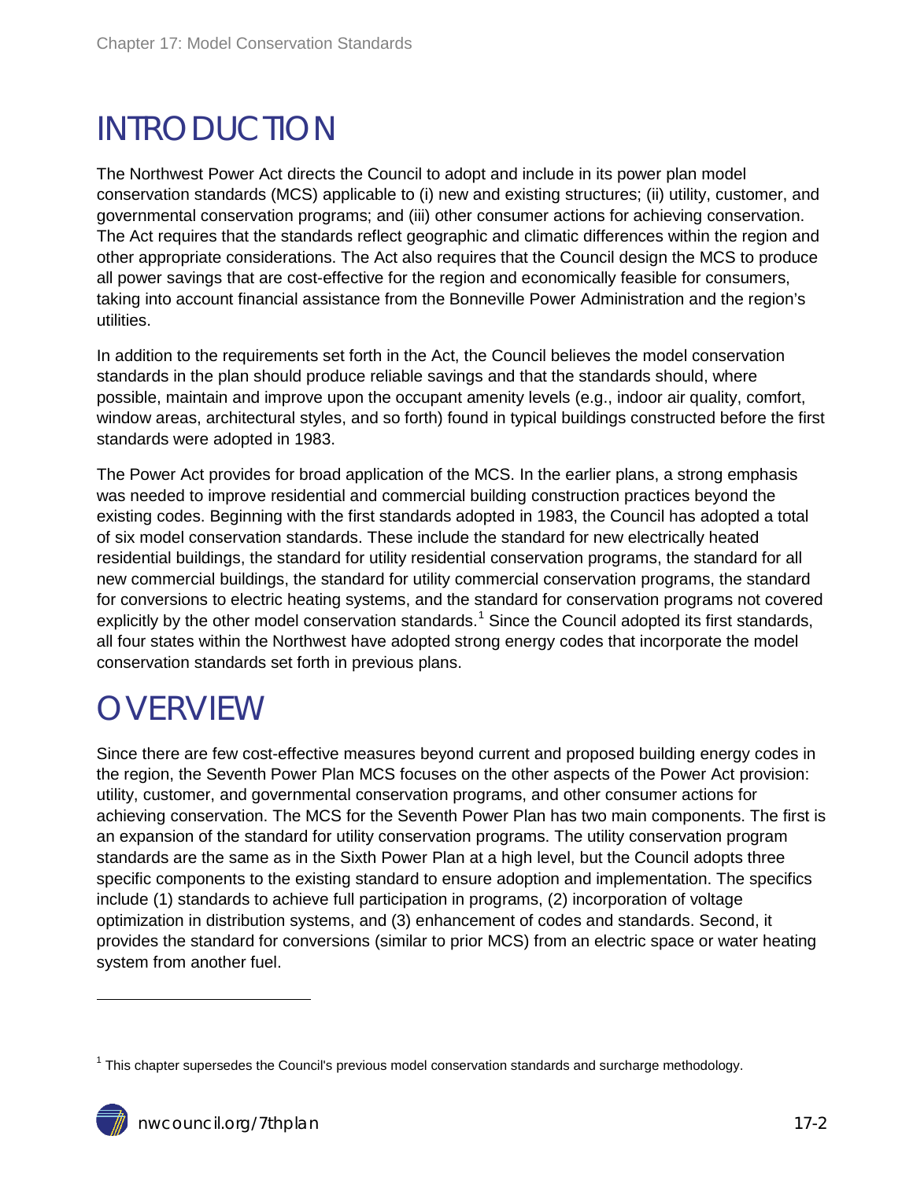# INTRODUCTION

The Northwest Power Act directs the Council to adopt and include in its power plan model conservation standards (MCS) applicable to (i) new and existing structures; (ii) utility, customer, and governmental conservation programs; and (iii) other consumer actions for achieving conservation. The Act requires that the standards reflect geographic and climatic differences within the region and other appropriate considerations. The Act also requires that the Council design the MCS to produce all power savings that are cost-effective for the region and economically feasible for consumers, taking into account financial assistance from the Bonneville Power Administration and the region's utilities.

In addition to the requirements set forth in the Act, the Council believes the model conservation standards in the plan should produce reliable savings and that the standards should, where possible, maintain and improve upon the occupant amenity levels (e.g., indoor air quality, comfort, window areas, architectural styles, and so forth) found in typical buildings constructed before the first standards were adopted in 1983.

The Power Act provides for broad application of the MCS. In the earlier plans, a strong emphasis was needed to improve residential and commercial building construction practices beyond the existing codes. Beginning with the first standards adopted in 1983, the Council has adopted a total of six model conservation standards. These include the standard for new electrically heated residential buildings, the standard for utility residential conservation programs, the standard for all new commercial buildings, the standard for utility commercial conservation programs, the standard for conversions to electric heating systems, and the standard for conservation programs not covered explicitly by the other model conservation standards.[1] Since the Council adopted its first standards, all four states within the Northwest have adopted strong energy codes that incorporate the model conservation standards set forth in previous plans.

# OVERVIEW

Since there are few cost-effective measures beyond current and proposed building energy codes in the region, the Seventh Power Plan MCS focuses on the other aspects of the Power Act provision: utility, customer, and governmental conservation programs, and other consumer actions for achieving conservation. The MCS for the Seventh Power Plan has two main components. The first is an expansion of the standard for utility conservation programs. The utility conservation program standards are the same as in the Sixth Power Plan at a high level, but the Council adopts three specific components to the existing standard to ensure adoption and implementation. The specifics include (1) standards to achieve full participation in programs, (2) incorporation of voltage optimization in distribution systems, and (3) enhancement of codes and standards. Second, it provides the standard for conversions (similar to prior MCS) from an electric space or water heating system from another fuel.

[1] This chapter supersedes the Council's previous model conservation standards and surcharge methodology.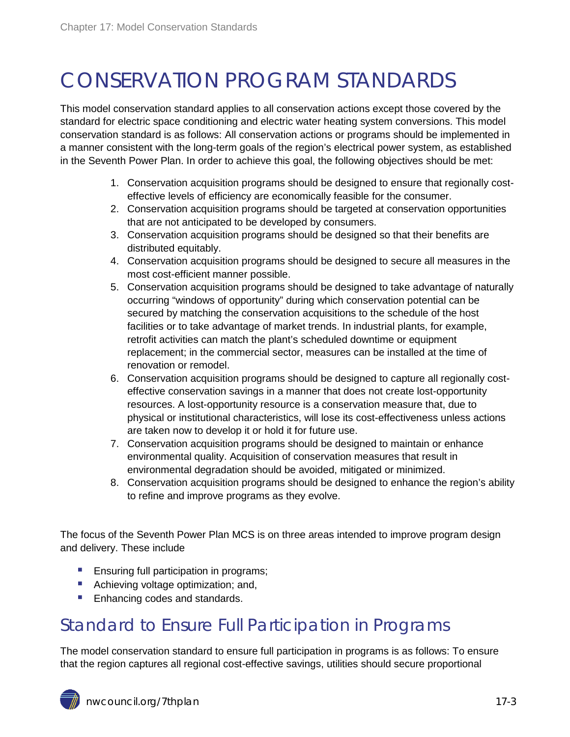# CONSERVATION PROGRAM STANDARDS

This model conservation standard applies to all conservation actions except those covered by the standard for electric space conditioning and electric water heating system conversions. This model conservation standard is as follows: All conservation actions or programs should be implemented in a manner consistent with the long-term goals of the region's electrical power system, as established in the Seventh Power Plan. In order to achieve this goal, the following objectives should be met:

1. Conservation acquisition programs should be designed to ensure that regionally cost-effective levels of efficiency are economically feasible for the consumer.
2. Conservation acquisition programs should be targeted at conservation opportunities that are not anticipated to be developed by consumers.
3. Conservation acquisition programs should be designed so that their benefits are distributed equitably.
4. Conservation acquisition programs should be designed to secure all measures in the most cost-efficient manner possible.
5. Conservation acquisition programs should be designed to take advantage of naturally occurring "windows of opportunity" during which conservation potential can be secured by matching the conservation acquisitions to the schedule of the host facilities or to take advantage of market trends. In industrial plants, for example, retrofit activities can match the plant's scheduled downtime or equipment replacement; in the commercial sector, measures can be installed at the time of renovation or remodel.
6. Conservation acquisition programs should be designed to capture all regionally cost-effective conservation savings in a manner that does not create lost-opportunity resources. A lost-opportunity resource is a conservation measure that, due to physical or institutional characteristics, will lose its cost-effectiveness unless actions are taken now to develop it or hold it for future use.
7. Conservation acquisition programs should be designed to maintain or enhance environmental quality. Acquisition of conservation measures that result in environmental degradation should be avoided, mitigated or minimized.
8. Conservation acquisition programs should be designed to enhance the region's ability to refine and improve programs as they evolve.

The focus of the Seventh Power Plan MCS is on three areas intended to improve program design and delivery. These include

- Ensuring full participation in programs;
- Achieving voltage optimization; and,
- Enhancing codes and standards.

## Standard to Ensure Full Participation in Programs

The model conservation standard to ensure full participation in programs is as follows: To ensure that the region captures all regional cost-effective savings, utilities should secure proportional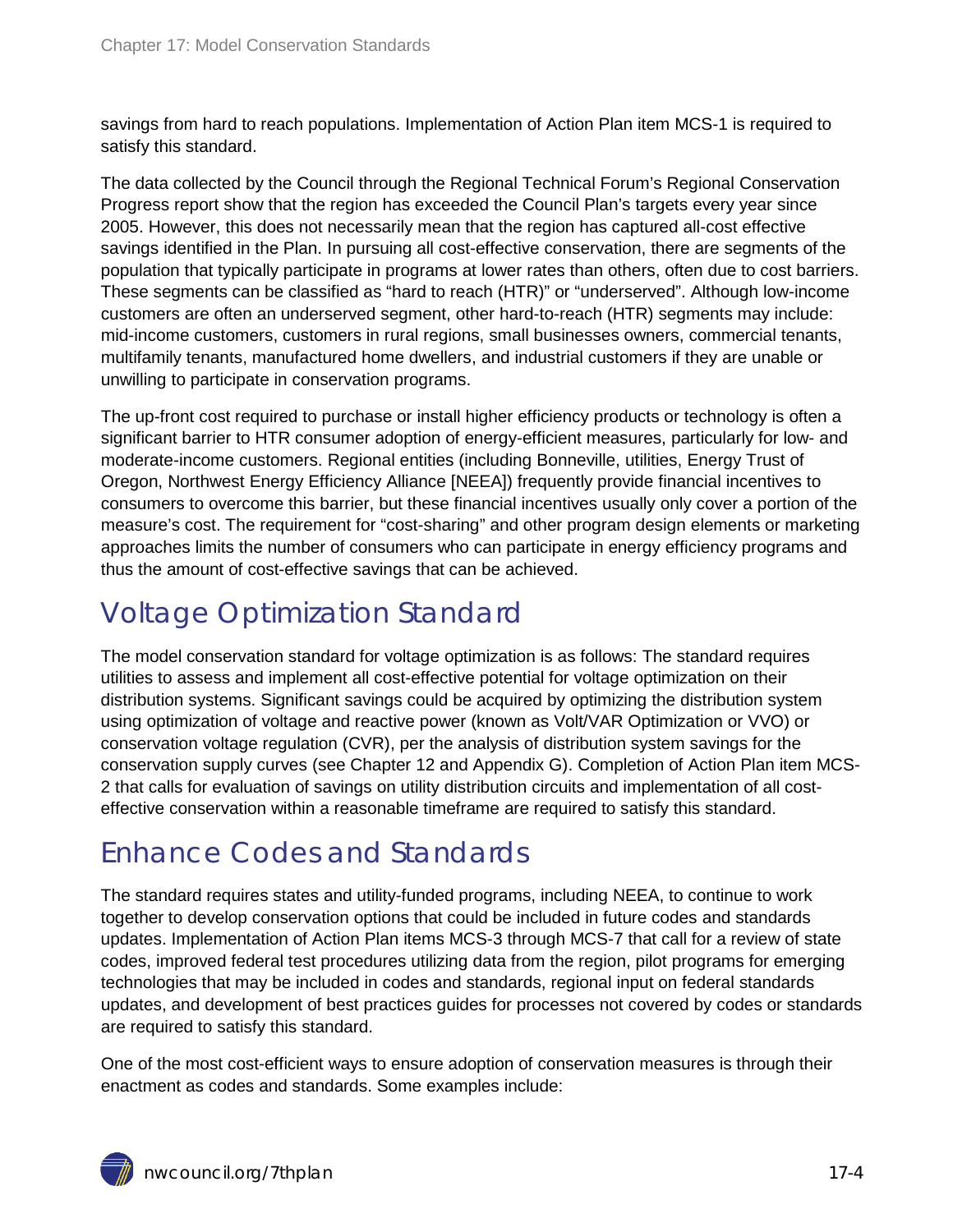savings from hard to reach populations. Implementation of Action Plan item MCS-1 is required to satisfy this standard.

The data collected by the Council through the Regional Technical Forum's Regional Conservation Progress report show that the region has exceeded the Council Plan's targets every year since 2005. However, this does not necessarily mean that the region has captured all-cost effective savings identified in the Plan. In pursuing all cost-effective conservation, there are segments of the population that typically participate in programs at lower rates than others, often due to cost barriers. These segments can be classified as "hard to reach (HTR)" or "underserved". Although low-income customers are often an underserved segment, other hard-to-reach (HTR) segments may include: mid-income customers, customers in rural regions, small businesses owners, commercial tenants, multifamily tenants, manufactured home dwellers, and industrial customers if they are unable or unwilling to participate in conservation programs.

The up-front cost required to purchase or install higher efficiency products or technology is often a significant barrier to HTR consumer adoption of energy-efficient measures, particularly for low- and moderate-income customers. Regional entities (including Bonneville, utilities, Energy Trust of Oregon, Northwest Energy Efficiency Alliance [NEEA]) frequently provide financial incentives to consumers to overcome this barrier, but these financial incentives usually only cover a portion of the measure's cost. The requirement for "cost-sharing" and other program design elements or marketing approaches limits the number of consumers who can participate in energy efficiency programs and thus the amount of cost-effective savings that can be achieved.

## Voltage Optimization Standard

The model conservation standard for voltage optimization is as follows: The standard requires utilities to assess and implement all cost-effective potential for voltage optimization on their distribution systems. Significant savings could be acquired by optimizing the distribution system using optimization of voltage and reactive power (known as Volt/VAR Optimization or VVO) or conservation voltage regulation (CVR), per the analysis of distribution system savings for the conservation supply curves (see Chapter 12 and Appendix G). Completion of Action Plan item MCS-2 that calls for evaluation of savings on utility distribution circuits and implementation of all cost-effective conservation within a reasonable timeframe are required to satisfy this standard.

## Enhance Codes and Standards

The standard requires states and utility-funded programs, including NEEA, to continue to work together to develop conservation options that could be included in future codes and standards updates. Implementation of Action Plan items MCS-3 through MCS-7 that call for a review of state codes, improved federal test procedures utilizing data from the region, pilot programs for emerging technologies that may be included in codes and standards, regional input on federal standards updates, and development of best practices guides for processes not covered by codes or standards are required to satisfy this standard.

One of the most cost-efficient ways to ensure adoption of conservation measures is through their enactment as codes and standards. Some examples include: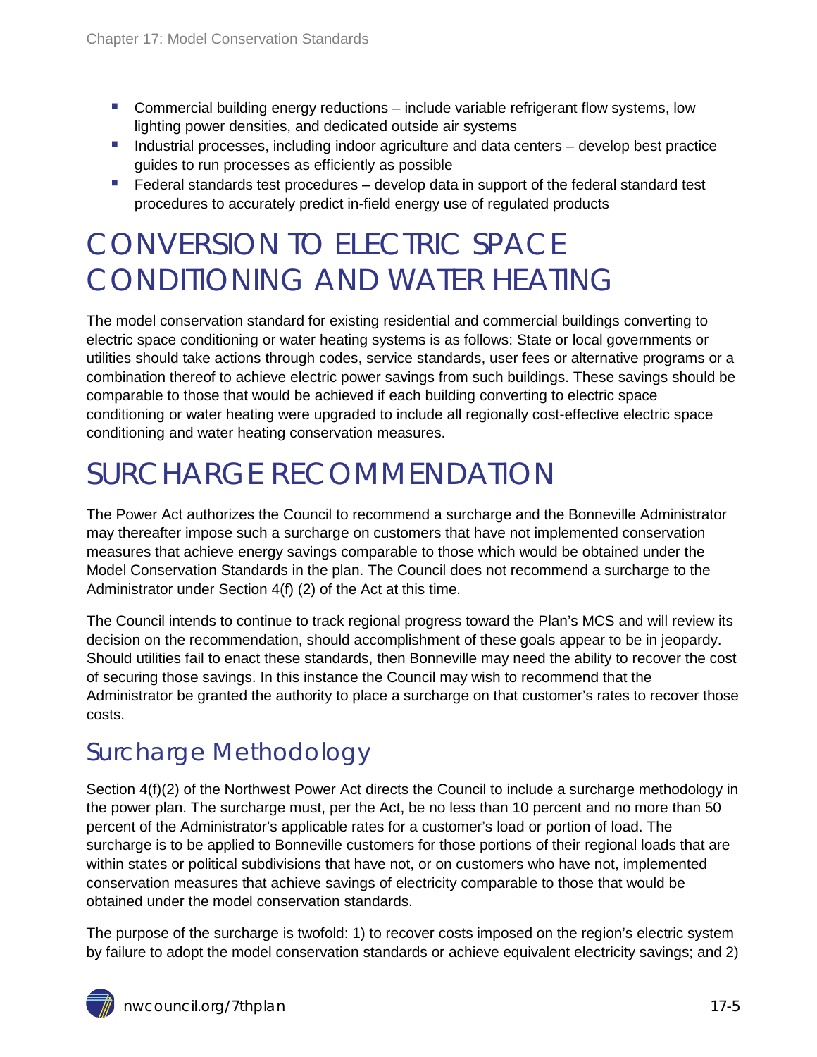- Commercial building energy reductions – include variable refrigerant flow systems, low lighting power densities, and dedicated outside air systems
- Industrial processes, including indoor agriculture and data centers – develop best practice guides to run processes as efficiently as possible
- Federal standards test procedures – develop data in support of the federal standard test procedures to accurately predict in-field energy use of regulated products

# CONVERSION TO ELECTRIC SPACE CONDITIONING AND WATER HEATING

The model conservation standard for existing residential and commercial buildings converting to electric space conditioning or water heating systems is as follows: State or local governments or utilities should take actions through codes, service standards, user fees or alternative programs or a combination thereof to achieve electric power savings from such buildings. These savings should be comparable to those that would be achieved if each building converting to electric space conditioning or water heating were upgraded to include all regionally cost-effective electric space conditioning and water heating conservation measures.

# SURCHARGE RECOMMENDATION

The Power Act authorizes the Council to recommend a surcharge and the Bonneville Administrator may thereafter impose such a surcharge on customers that have not implemented conservation measures that achieve energy savings comparable to those which would be obtained under the Model Conservation Standards in the plan. The Council does not recommend a surcharge to the Administrator under Section 4(f) (2) of the Act at this time.

The Council intends to continue to track regional progress toward the Plan's MCS and will review its decision on the recommendation, should accomplishment of these goals appear to be in jeopardy. Should utilities fail to enact these standards, then Bonneville may need the ability to recover the cost of securing those savings. In this instance the Council may wish to recommend that the Administrator be granted the authority to place a surcharge on that customer's rates to recover those costs.

## Surcharge Methodology

Section 4(f)(2) of the Northwest Power Act directs the Council to include a surcharge methodology in the power plan. The surcharge must, per the Act, be no less than 10 percent and no more than 50 percent of the Administrator's applicable rates for a customer's load or portion of load. The surcharge is to be applied to Bonneville customers for those portions of their regional loads that are within states or political subdivisions that have not, or on customers who have not, implemented conservation measures that achieve savings of electricity comparable to those that would be obtained under the model conservation standards.

The purpose of the surcharge is twofold: 1) to recover costs imposed on the region's electric system by failure to adopt the model conservation standards or achieve equivalent electricity savings; and 2)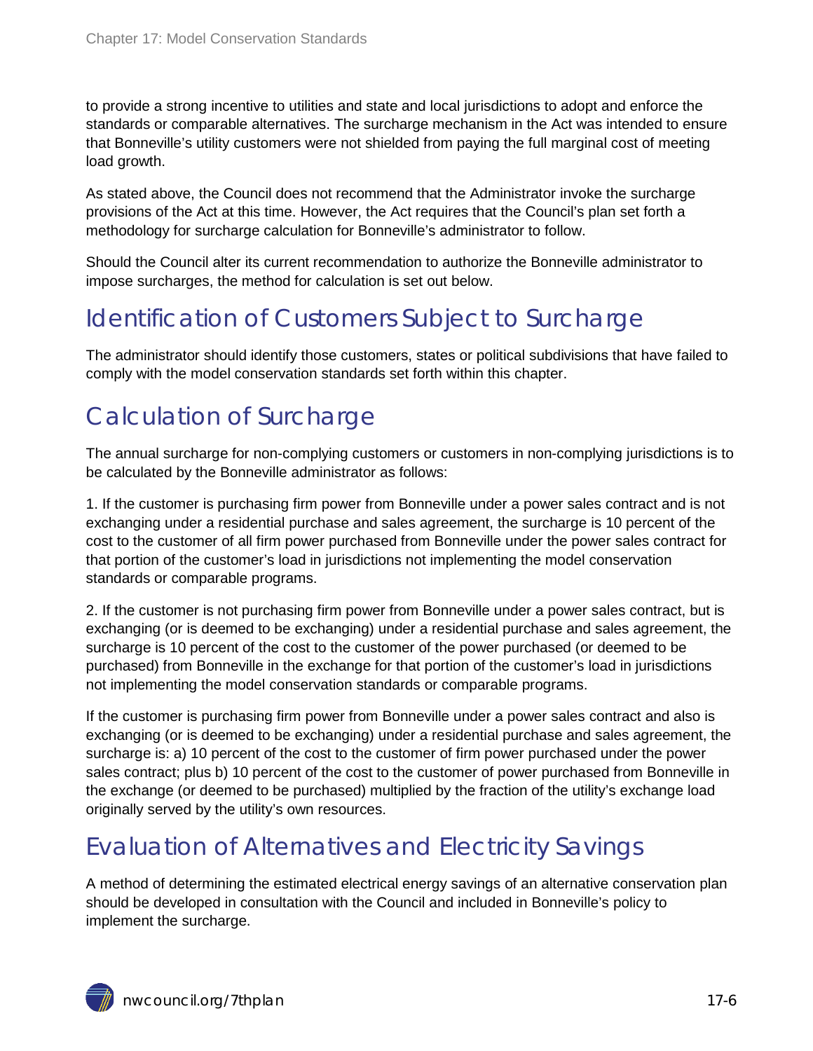to provide a strong incentive to utilities and state and local jurisdictions to adopt and enforce the standards or comparable alternatives. The surcharge mechanism in the Act was intended to ensure that Bonneville's utility customers were not shielded from paying the full marginal cost of meeting load growth.

As stated above, the Council does not recommend that the Administrator invoke the surcharge provisions of the Act at this time. However, the Act requires that the Council's plan set forth a methodology for surcharge calculation for Bonneville's administrator to follow.

Should the Council alter its current recommendation to authorize the Bonneville administrator to impose surcharges, the method for calculation is set out below.

## Identification of Customers Subject to Surcharge

The administrator should identify those customers, states or political subdivisions that have failed to comply with the model conservation standards set forth within this chapter.

## Calculation of Surcharge

The annual surcharge for non-complying customers or customers in non-complying jurisdictions is to be calculated by the Bonneville administrator as follows:

1. If the customer is purchasing firm power from Bonneville under a power sales contract and is not exchanging under a residential purchase and sales agreement, the surcharge is 10 percent of the cost to the customer of all firm power purchased from Bonneville under the power sales contract for that portion of the customer's load in jurisdictions not implementing the model conservation standards or comparable programs.

2. If the customer is not purchasing firm power from Bonneville under a power sales contract, but is exchanging (or is deemed to be exchanging) under a residential purchase and sales agreement, the surcharge is 10 percent of the cost to the customer of the power purchased (or deemed to be purchased) from Bonneville in the exchange for that portion of the customer's load in jurisdictions not implementing the model conservation standards or comparable programs.

If the customer is purchasing firm power from Bonneville under a power sales contract and also is exchanging (or is deemed to be exchanging) under a residential purchase and sales agreement, the surcharge is: a) 10 percent of the cost to the customer of firm power purchased under the power sales contract; plus b) 10 percent of the cost to the customer of power purchased from Bonneville in the exchange (or deemed to be purchased) multiplied by the fraction of the utility's exchange load originally served by the utility's own resources.

## Evaluation of Alternatives and Electricity Savings

A method of determining the estimated electrical energy savings of an alternative conservation plan should be developed in consultation with the Council and included in Bonneville's policy to implement the surcharge.